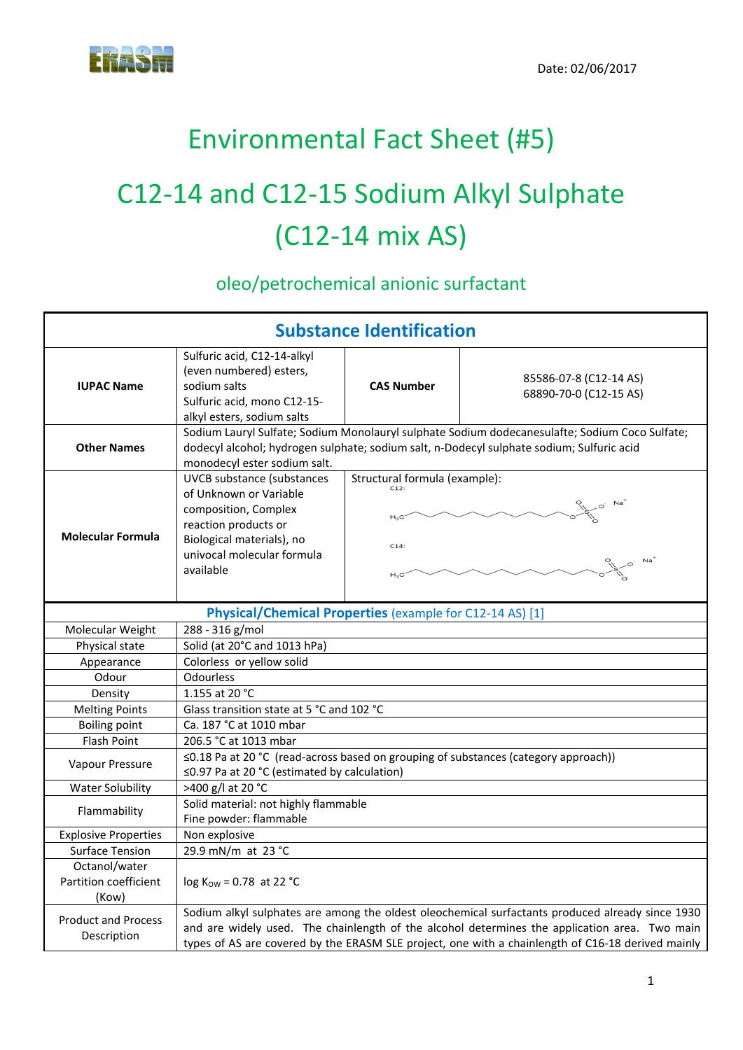Date: 02/06/2017

# Environmental Fact Sheet (#5)

# C12-14 and C12-15 Sodium Alkyl Sulphate (C12-14 mix AS)

## oleo/petrochemical anionic surfactant

| Substance Identification | | | |
|---|---|---|---|
| **IUPAC Name** | Sulfuric acid, C12-14-alkyl (even numbered) esters, sodium salts<br>Sulfuric acid, mono C12-15-alkyl esters, sodium salts | **CAS Number** | 85586-07-8 (C12-14 AS)<br>68890-70-0 (C12-15 AS) |
| **Other Names** | Sodium Lauryl Sulfate; Sodium Monolauryl sulphate Sodium dodecanesulafte; Sodium Coco Sulfate; dodecyl alcohol; hydrogen sulphate; sodium salt, n-Dodecyl sulphate sodium; Sulfuric acid monodecyl ester sodium salt. | | |
| **Molecular Formula** | UVCB substance (substances of Unknown or Variable composition, Complex reaction products or Biological materials), no univocal molecular formula available | Structural formula (example):<br>C12: $H_3C$–(chain)–O–$SO_3^-$ $Na^+$<br>C14: $H_3C$–(chain)–O–$SO_3^-$ $Na^+$ | |

| **Physical/Chemical Properties** (example for C12-14 AS) [1] | |
|---|---|
| Molecular Weight | 288 - 316 g/mol |
| Physical state | Solid (at 20°C and 1013 hPa) |
| Appearance | Colorless or yellow solid |
| Odour | Odourless |
| Density | 1.155 at 20 °C |
| Melting Points | Glass transition state at 5 °C and 102 °C |
| Boiling point | Ca. 187 °C at 1010 mbar |
| Flash Point | 206.5 °C at 1013 mbar |
| Vapour Pressure | ≤0.18 Pa at 20 °C (read-across based on grouping of substances (category approach))<br>≤0.97 Pa at 20 °C (estimated by calculation) |
| Water Solubility | >400 g/l at 20 °C |
| Flammability | Solid material: not highly flammable<br>Fine powder: flammable |
| Explosive Properties | Non explosive |
| Surface Tension | 29.9 mN/m at 23 °C |
| Octanol/water Partition coefficient (Kow) | log $K_{OW}$ = 0.78 at 22 °C |
| Product and Process Description | Sodium alkyl sulphates are among the oldest oleochemical surfactants produced already since 1930 and are widely used. The chainlength of the alcohol determines the application area. Two main types of AS are covered by the ERASM SLE project, one with a chainlength of C16-18 derived mainly |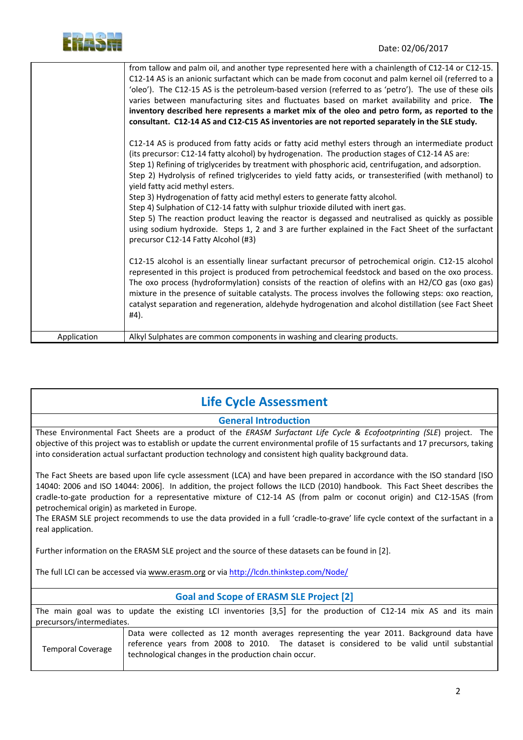| | |
|---|---|
| | from tallow and palm oil, and another type represented here with a chainlength of C12-14 or C12-15. C12-14 AS is an anionic surfactant which can be made from coconut and palm kernel oil (referred to a 'oleo'). The C12-15 AS is the petroleum-based version (referred to as 'petro'). The use of these oils varies between manufacturing sites and fluctuates based on market availability and price. **The inventory described here represents a market mix of the oleo and petro form, as reported to the consultant. C12-14 AS and C12-C15 AS inventories are not reported separately in the SLE study.**<br><br>C12-14 AS is produced from fatty acids or fatty acid methyl esters through an intermediate product (its precursor: C12-14 fatty alcohol) by hydrogenation. The production stages of C12-14 AS are:<br>Step 1) Refining of triglycerides by treatment with phosphoric acid, centrifugation, and adsorption.<br>Step 2) Hydrolysis of refined triglycerides to yield fatty acids, or transesterified (with methanol) to yield fatty acid methyl esters.<br>Step 3) Hydrogenation of fatty acid methyl esters to generate fatty alcohol.<br>Step 4) Sulphation of C12-14 fatty with sulphur trioxide diluted with inert gas.<br>Step 5) The reaction product leaving the reactor is degassed and neutralised as quickly as possible using sodium hydroxide. Steps 1, 2 and 3 are further explained in the Fact Sheet of the surfactant precursor C12-14 Fatty Alcohol (#3)<br><br>C12-15 alcohol is an essentially linear surfactant precursor of petrochemical origin. C12-15 alcohol represented in this project is produced from petrochemical feedstock and based on the oxo process. The oxo process (hydroformylation) consists of the reaction of olefins with an $H_2/CO$ gas (oxo gas) mixture in the presence of suitable catalysts. The process involves the following steps: oxo reaction, catalyst separation and regeneration, aldehyde hydrogenation and alcohol distillation (see Fact Sheet #4). |
| Application | Alkyl Sulphates are common components in washing and clearing products. |

# Life Cycle Assessment

## General Introduction

These Environmental Fact Sheets are a product of the *ERASM Surfactant Life Cycle & Ecofootprinting (SLE)* project. The objective of this project was to establish or update the current environmental profile of 15 surfactants and 17 precursors, taking into consideration actual surfactant production technology and consistent high quality background data.

The Fact Sheets are based upon life cycle assessment (LCA) and have been prepared in accordance with the ISO standard [ISO 14040: 2006 and ISO 14044: 2006]. In addition, the project follows the ILCD (2010) handbook. This Fact Sheet describes the cradle-to-gate production for a representative mixture of C12-14 AS (from palm or coconut origin) and C12-15AS (from petrochemical origin) as marketed in Europe.

The ERASM SLE project recommends to use the data provided in a full 'cradle-to-grave' life cycle context of the surfactant in a real application.

Further information on the ERASM SLE project and the source of these datasets can be found in [2].

The full LCI can be accessed via www.erasm.org or via http://lcdn.thinkstep.com/Node/

## Goal and Scope of ERASM SLE Project [2]

The main goal was to update the existing LCI inventories [3,5] for the production of C12-14 mix AS and its main precursors/intermediates.

| | |
|---|---|
| Temporal Coverage | Data were collected as 12 month averages representing the year 2011. Background data have reference years from 2008 to 2010. The dataset is considered to be valid until substantial technological changes in the production chain occur. |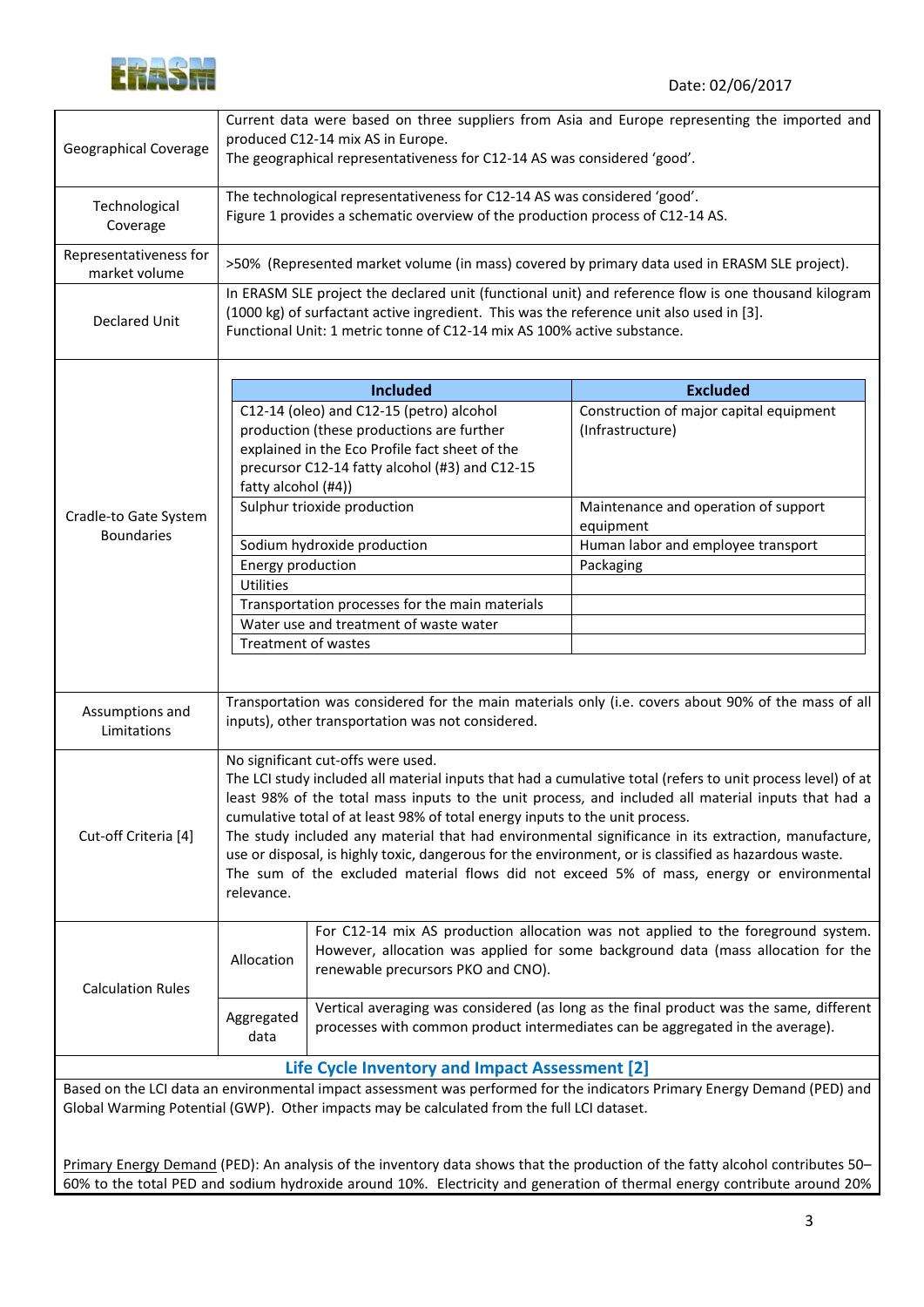| | |
|---|---|
| Geographical Coverage | Current data were based on three suppliers from Asia and Europe representing the imported and produced C12-14 mix AS in Europe.<br>The geographical representativeness for C12-14 AS was considered 'good'. |
| Technological Coverage | The technological representativeness for C12-14 AS was considered 'good'.<br>Figure 1 provides a schematic overview of the production process of C12-14 AS. |
| Representativeness for market volume | >50% (Represented market volume (in mass) covered by primary data used in ERASM SLE project). |
| Declared Unit | In ERASM SLE project the declared unit (functional unit) and reference flow is one thousand kilogram (1000 kg) of surfactant active ingredient. This was the reference unit also used in [3].<br>Functional Unit: 1 metric tonne of C12-14 mix AS 100% active substance. |
| Cradle-to Gate System Boundaries | See table below |
| Assumptions and Limitations | Transportation was considered for the main materials only (i.e. covers about 90% of the mass of all inputs), other transportation was not considered. |
| Cut-off Criteria [4] | No significant cut-offs were used.<br>The LCI study included all material inputs that had a cumulative total (refers to unit process level) of at least 98% of the total mass inputs to the unit process, and included all material inputs that had a cumulative total of at least 98% of total energy inputs to the unit process.<br>The study included any material that had environmental significance in its extraction, manufacture, use or disposal, is highly toxic, dangerous for the environment, or is classified as hazardous waste.<br>The sum of the excluded material flows did not exceed 5% of mass, energy or environmental relevance. |
| Calculation Rules – Allocation | For C12-14 mix AS production allocation was not applied to the foreground system. However, allocation was applied for some background data (mass allocation for the renewable precursors PKO and CNO). |
| Calculation Rules – Aggregated data | Vertical averaging was considered (as long as the final product was the same, different processes with common product intermediates can be aggregated in the average). |

**Cradle-to-Gate System Boundaries**

| Included | Excluded |
|---|---|
| C12-14 (oleo) and C12-15 (petro) alcohol production (these productions are further explained in the Eco Profile fact sheet of the precursor C12-14 fatty alcohol (#3) and C12-15 fatty alcohol (#4)) | Construction of major capital equipment (Infrastructure) |
| Sulphur trioxide production | Maintenance and operation of support equipment |
| Sodium hydroxide production | Human labor and employee transport |
| Energy production | Packaging |
| Utilities | |
| Transportation processes for the main materials | |
| Water use and treatment of waste water | |
| Treatment of wastes | |

## Life Cycle Inventory and Impact Assessment [2]

Based on the LCI data an environmental impact assessment was performed for the indicators Primary Energy Demand (PED) and Global Warming Potential (GWP). Other impacts may be calculated from the full LCI dataset.

Primary Energy Demand (PED): An analysis of the inventory data shows that the production of the fatty alcohol contributes 50–60% to the total PED and sodium hydroxide around 10%. Electricity and generation of thermal energy contribute around 20%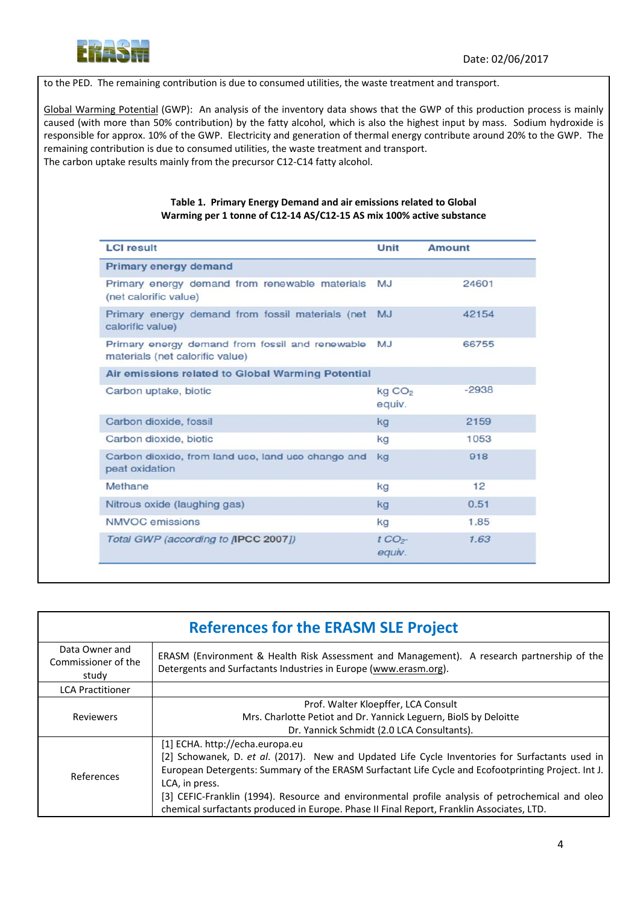to the PED. The remaining contribution is due to consumed utilities, the waste treatment and transport.

Global Warming Potential (GWP): An analysis of the inventory data shows that the GWP of this production process is mainly caused (with more than 50% contribution) by the fatty alcohol, which is also the highest input by mass. Sodium hydroxide is responsible for approx. 10% of the GWP. Electricity and generation of thermal energy contribute around 20% to the GWP. The remaining contribution is due to consumed utilities, the waste treatment and transport.
The carbon uptake results mainly from the precursor C12-C14 fatty alcohol.

**Table 1. Primary Energy Demand and air emissions related to Global Warming per 1 tonne of C12-14 AS/C12-15 AS mix 100% active substance**

| LCI result | Unit | Amount |
|---|---|---|
| **Primary energy demand** | | |
| Primary energy demand from renewable materials (net calorific value) | MJ | 24601 |
| Primary energy demand from fossil materials (net calorific value) | MJ | 42154 |
| Primary energy demand from fossil and renewable materials (net calorific value) | MJ | 66755 |
| **Air emissions related to Global Warming Potential** | | |
| Carbon uptake, biotic | kg $CO_2$ equiv. | -2938 |
| Carbon dioxide, fossil | kg | 2159 |
| Carbon dioxide, biotic | kg | 1053 |
| Carbon dioxide, from land use, land use change and peat oxidation | kg | 918 |
| Methane | kg | 12 |
| Nitrous oxide (laughing gas) | kg | 0.51 |
| NMVOC emissions | kg | 1.85 |
| *Total GWP (according to [IPCC 2007])* | *t $CO_2$-equiv.* | *1.63* |

## References for the ERASM SLE Project

| | |
|---|---|
| Data Owner and Commissioner of the study | ERASM (Environment & Health Risk Assessment and Management). A research partnership of the Detergents and Surfactants Industries in Europe (www.erasm.org). |
| LCA Practitioner | |
| Reviewers | Prof. Walter Kloepffer, LCA Consult<br>Mrs. Charlotte Petiot and Dr. Yannick Leguern, BioIS by Deloitte<br>Dr. Yannick Schmidt (2.0 LCA Consultants). |
| References | [1] ECHA. http://echa.europa.eu<br>[2] Schowanek, D. *et al.* (2017). New and Updated Life Cycle Inventories for Surfactants used in European Detergents: Summary of the ERASM Surfactant Life Cycle and Ecofootprinting Project. Int J. LCA, in press.<br>[3] CEFIC-Franklin (1994). Resource and environmental profile analysis of petrochemical and oleo chemical surfactants produced in Europe. Phase II Final Report, Franklin Associates, LTD. |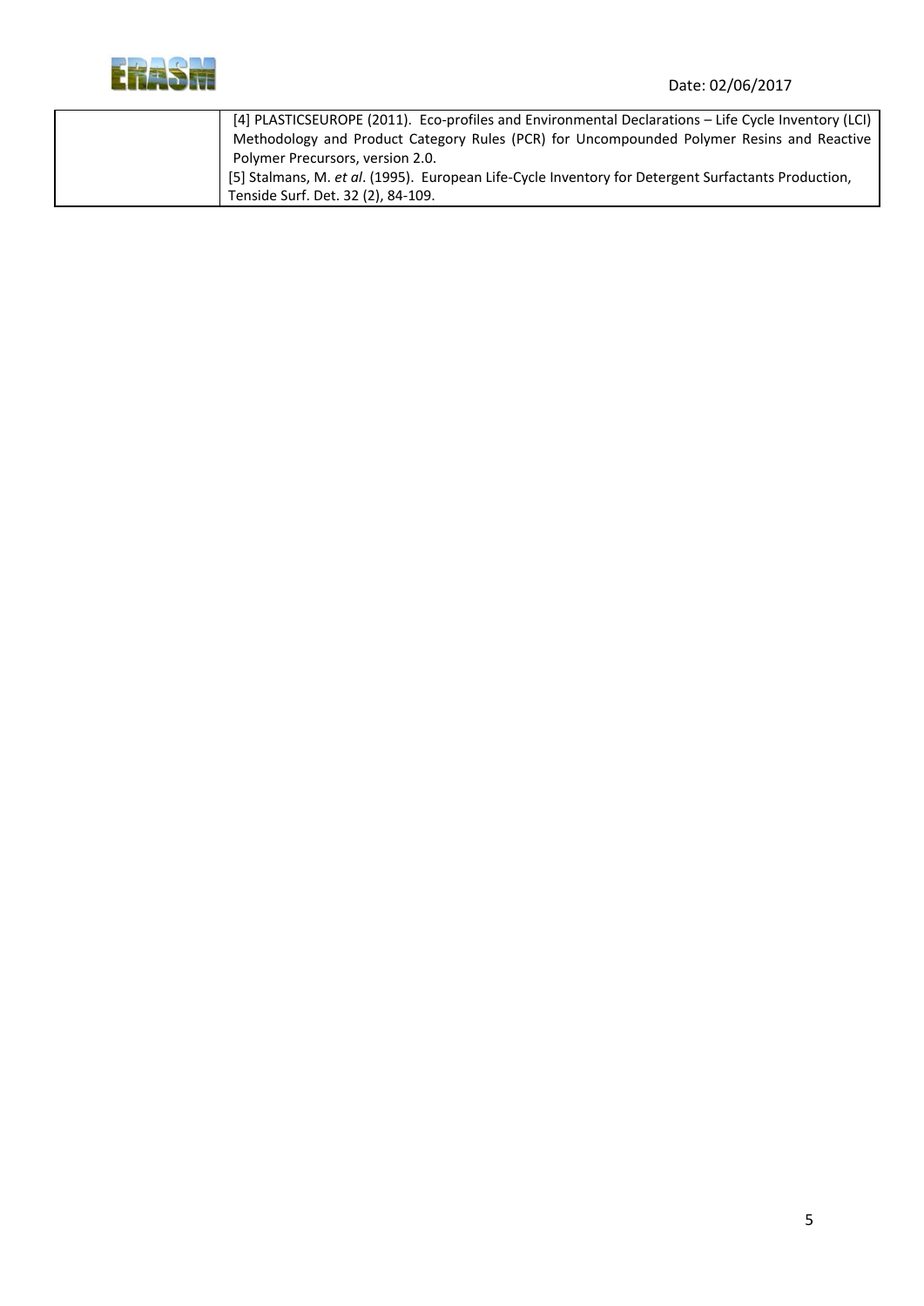|  | [4] PLASTICSEUROPE (2011). Eco-profiles and Environmental Declarations – Life Cycle Inventory (LCI) Methodology and Product Category Rules (PCR) for Uncompounded Polymer Resins and Reactive Polymer Precursors, version 2.0.<br>[5] Stalmans, M. *et al*. (1995). European Life-Cycle Inventory for Detergent Surfactants Production, Tenside Surf. Det. 32 (2), 84-109. |
|---|---|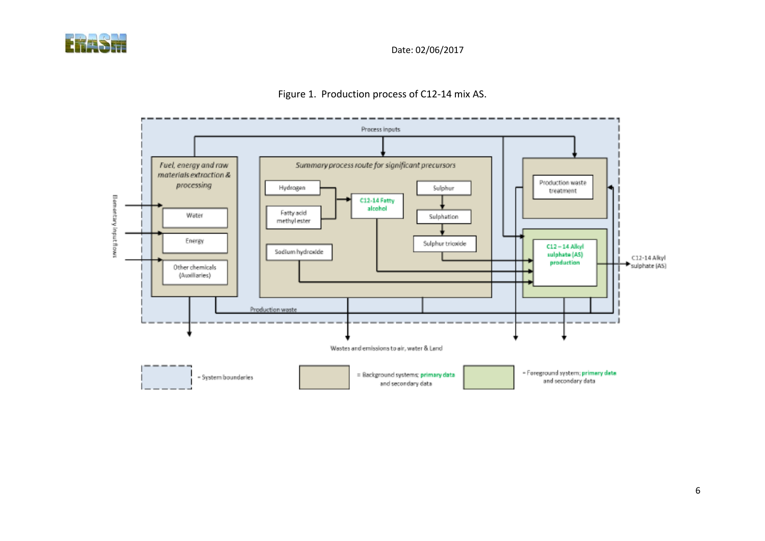Figure 1. Production process of C12-14 mix AS.

Process inputs

Elementary input flows

*Fuel, energy and raw materials extraction & processing*

Water

Energy

Other chemicals (Auxiliaries)

*Summary process route for significant precursors*

Hydrogen

Fatty acid methyl ester

C12-14 Fatty alcohol

Sodium hydroxide

Sulphur

Sulphation

Sulphur trioxide

Production waste treatment

C12 – 14 Alkyl sulphate (AS) production

C12-14 Alkyl sulphate (AS)

Production waste

Wastes and emissions to air, water & Land

= System boundaries

= Background systems; primary data and secondary data

= Foreground system; primary data and secondary data